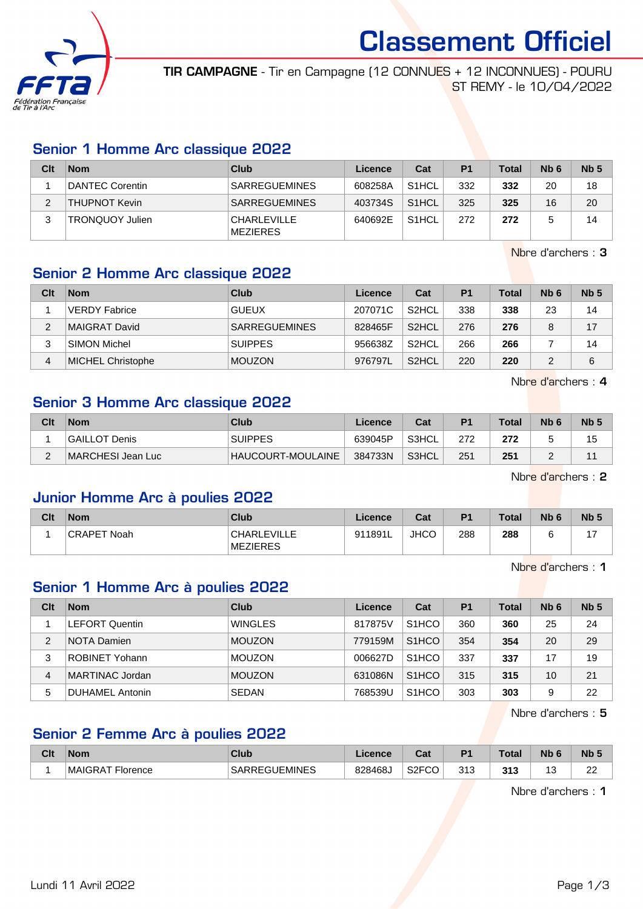# Classement Officiel

**TIR CAMPAGNE** - Tir en Campagne (12 CONNUES + 12 INCONNUES) - POURU ST REMY - le 10/04/2022

## Senior 1 Homme Arc classique 2022

| Clt | Nom | Club | Licence | Cat | P1 | Total | Nb 6 | Nb 5 |
|---|---|---|---|---|---|---|---|---|
| 1 | DANTEC Corentin | SARREGUEMINES | 608258A | S1HCL | 332 | **332** | 20 | 18 |
| 2 | THUPNOT Kevin | SARREGUEMINES | 403734S | S1HCL | 325 | **325** | 16 | 20 |
| 3 | TRONQUOY Julien | CHARLEVILLE MEZIERES | 640692E | S1HCL | 272 | **272** | 5 | 14 |

Nbre d'archers : **3**

## Senior 2 Homme Arc classique 2022

| Clt | Nom | Club | Licence | Cat | P1 | Total | Nb 6 | Nb 5 |
|---|---|---|---|---|---|---|---|---|
| 1 | VERDY Fabrice | GUEUX | 207071C | S2HCL | 338 | **338** | 23 | 14 |
| 2 | MAIGRAT David | SARREGUEMINES | 828465F | S2HCL | 276 | **276** | 8 | 17 |
| 3 | SIMON Michel | SUIPPES | 956638Z | S2HCL | 266 | **266** | 7 | 14 |
| 4 | MICHEL Christophe | MOUZON | 976797L | S2HCL | 220 | **220** | 2 | 6 |

Nbre d'archers : **4**

## Senior 3 Homme Arc classique 2022

| Clt | Nom | Club | Licence | Cat | P1 | Total | Nb 6 | Nb 5 |
|---|---|---|---|---|---|---|---|---|
| 1 | GAILLOT Denis | SUIPPES | 639045P | S3HCL | 272 | **272** | 5 | 15 |
| 2 | MARCHESI Jean Luc | HAUCOURT-MOULAINE | 384733N | S3HCL | 251 | **251** | 2 | 11 |

Nbre d'archers : **2**

## Junior Homme Arc à poulies 2022

| Clt | Nom | Club | Licence | Cat | P1 | Total | Nb 6 | Nb 5 |
|---|---|---|---|---|---|---|---|---|
| 1 | CRAPET Noah | CHARLEVILLE MEZIERES | 911891L | JHCO | 288 | **288** | 6 | 17 |

Nbre d'archers : **1**

## Senior 1 Homme Arc à poulies 2022

| Clt | Nom | Club | Licence | Cat | P1 | Total | Nb 6 | Nb 5 |
|---|---|---|---|---|---|---|---|---|
| 1 | LEFORT Quentin | WINGLES | 817875V | S1HCO | 360 | **360** | 25 | 24 |
| 2 | NOTA Damien | MOUZON | 779159M | S1HCO | 354 | **354** | 20 | 29 |
| 3 | ROBINET Yohann | MOUZON | 006627D | S1HCO | 337 | **337** | 17 | 19 |
| 4 | MARTINAC Jordan | MOUZON | 631086N | S1HCO | 315 | **315** | 10 | 21 |
| 5 | DUHAMEL Antonin | SEDAN | 768539U | S1HCO | 303 | **303** | 9 | 22 |

Nbre d'archers : **5**

## Senior 2 Femme Arc à poulies 2022

| Clt | Nom | Club | Licence | Cat | P1 | Total | Nb 6 | Nb 5 |
|---|---|---|---|---|---|---|---|---|
| 1 | MAIGRAT Florence | SARREGUEMINES | 828468J | S2FCO | 313 | **313** | 13 | 22 |

Nbre d'archers : **1**

Lundi 11 Avril 2022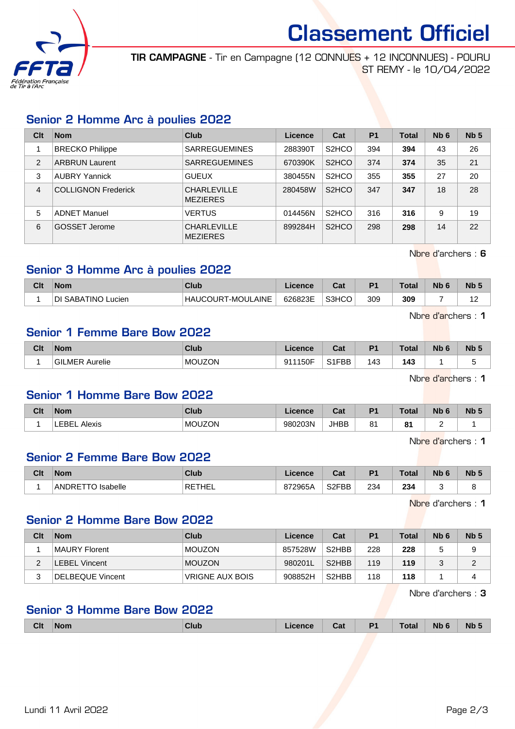# Classement Officiel

**TIR CAMPAGNE** - Tir en Campagne (12 CONNUES + 12 INCONNUES) - POURU ST REMY - le 10/04/2022

## Senior 2 Homme Arc à poulies 2022

| Clt | Nom | Club | Licence | Cat | P1 | Total | Nb 6 | Nb 5 |
|---|---|---|---|---|---|---|---|---|
| 1 | BRECKO Philippe | SARREGUEMINES | 288390T | S2HCO | 394 | **394** | 43 | 26 |
| 2 | ARBRUN Laurent | SARREGUEMINES | 670390K | S2HCO | 374 | **374** | 35 | 21 |
| 3 | AUBRY Yannick | GUEUX | 380455N | S2HCO | 355 | **355** | 27 | 20 |
| 4 | COLLIGNON Frederick | CHARLEVILLE MEZIERES | 280458W | S2HCO | 347 | **347** | 18 | 28 |
| 5 | ADNET Manuel | VERTUS | 014456N | S2HCO | 316 | **316** | 9 | 19 |
| 6 | GOSSET Jerome | CHARLEVILLE MEZIERES | 899284H | S2HCO | 298 | **298** | 14 | 22 |

Nbre d'archers : **6**

## Senior 3 Homme Arc à poulies 2022

| Clt | Nom | Club | Licence | Cat | P1 | Total | Nb 6 | Nb 5 |
|---|---|---|---|---|---|---|---|---|
| 1 | DI SABATINO Lucien | HAUCOURT-MOULAINE | 626823E | S3HCO | 309 | **309** | 7 | 12 |

Nbre d'archers : **1**

## Senior 1 Femme Bare Bow 2022

| Clt | Nom | Club | Licence | Cat | P1 | Total | Nb 6 | Nb 5 |
|---|---|---|---|---|---|---|---|---|
| 1 | GILMER Aurelie | MOUZON | 911150F | S1FBB | 143 | **143** | 1 | 5 |

Nbre d'archers : **1**

## Senior 1 Homme Bare Bow 2022

| Clt | Nom | Club | Licence | Cat | P1 | Total | Nb 6 | Nb 5 |
|---|---|---|---|---|---|---|---|---|
| 1 | LEBEL Alexis | MOUZON | 980203N | JHBB | 81 | **81** | 2 | 1 |

Nbre d'archers : **1**

## Senior 2 Femme Bare Bow 2022

| Clt | Nom | Club | Licence | Cat | P1 | Total | Nb 6 | Nb 5 |
|---|---|---|---|---|---|---|---|---|
| 1 | ANDRETTO Isabelle | RETHEL | 872965A | S2FBB | 234 | **234** | 3 | 8 |

Nbre d'archers : **1**

## Senior 2 Homme Bare Bow 2022

| Clt | Nom | Club | Licence | Cat | P1 | Total | Nb 6 | Nb 5 |
|---|---|---|---|---|---|---|---|---|
| 1 | MAURY Florent | MOUZON | 857528W | S2HBB | 228 | **228** | 5 | 9 |
| 2 | LEBEL Vincent | MOUZON | 980201L | S2HBB | 119 | **119** | 3 | 2 |
| 3 | DELBEQUE Vincent | VRIGNE AUX BOIS | 908852H | S2HBB | 118 | **118** | 1 | 4 |

Nbre d'archers : **3**

## Senior 3 Homme Bare Bow 2022

| Clt | Nom | Club | Licence | Cat | P1 | Total | Nb 6 | Nb 5 |
|---|---|---|---|---|---|---|---|---|

Lundi 11 Avril 2022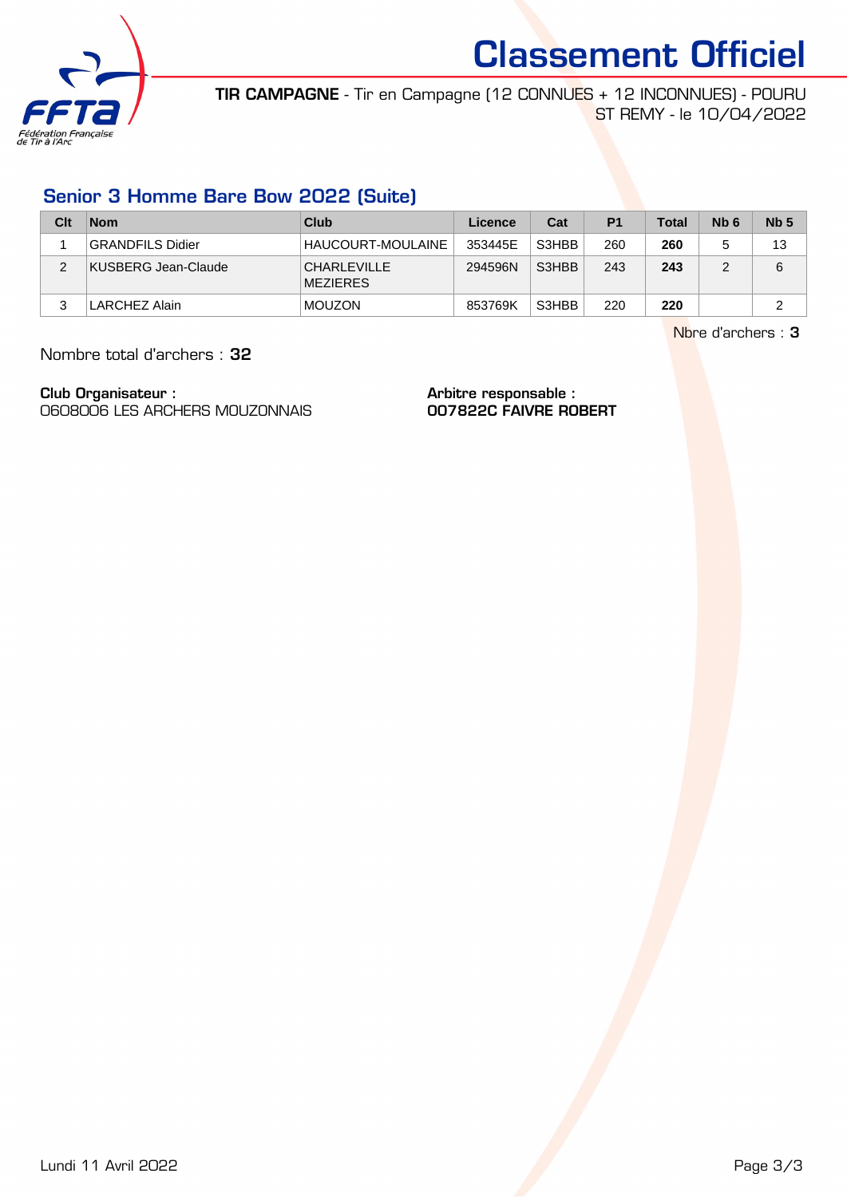# Classement Officiel

**TIR CAMPAGNE** - Tir en Campagne (12 CONNUES + 12 INCONNUES) - POURU ST REMY - le 10/04/2022

## Senior 3 Homme Bare Bow 2022 (Suite)

| Clt | Nom | Club | Licence | Cat | P1 | Total | Nb 6 | Nb 5 |
|---|---|---|---|---|---|---|---|---|
| 1 | GRANDFILS Didier | HAUCOURT-MOULAINE | 353445E | S3HBB | 260 | **260** | 5 | 13 |
| 2 | KUSBERG Jean-Claude | CHARLEVILLE MEZIERES | 294596N | S3HBB | 243 | **243** | 2 | 6 |
| 3 | LARCHEZ Alain | MOUZON | 853769K | S3HBB | 220 | **220** | | 2 |

Nbre d'archers : **3**

Nombre total d'archers : **32**

**Club Organisateur :**
0608006 LES ARCHERS MOUZONNAIS

**Arbitre responsable :**
**007822C FAIVRE ROBERT**

Lundi 11 Avril 2022